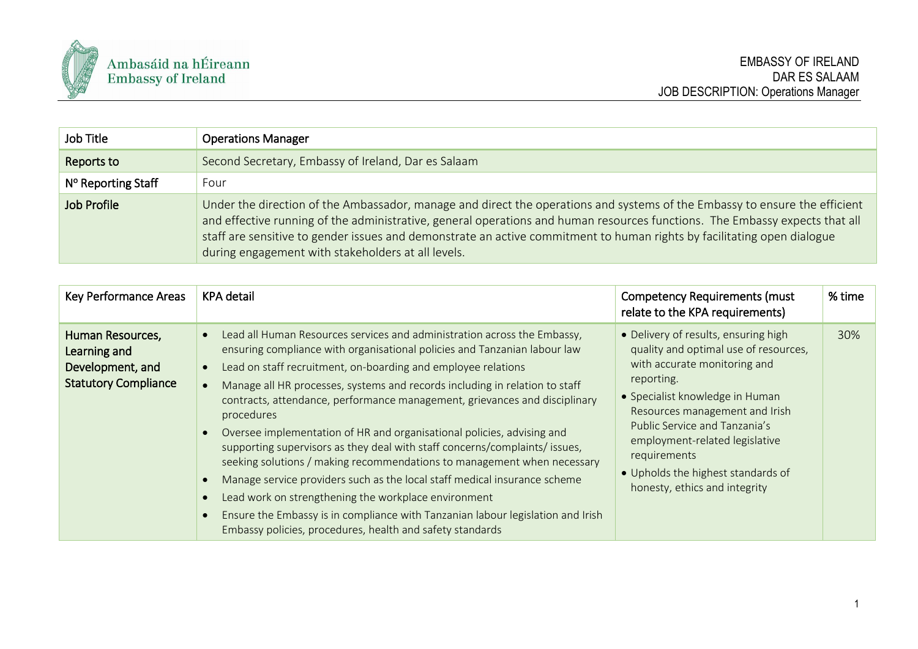Ambasáid na hÉireann
Embassy of Ireland

EMBASSY OF IRELAND
DAR ES SALAAM
JOB DESCRIPTION: Operations Manager

| Job Title | Operations Manager |
| --- | --- |
| Reports to | Second Secretary, Embassy of Ireland, Dar es Salaam |
| Nº Reporting Staff | Four |
| Job Profile | Under the direction of the Ambassador, manage and direct the operations and systems of the Embassy to ensure the efficient and effective running of the administrative, general operations and human resources functions. The Embassy expects that all staff are sensitive to gender issues and demonstrate an active commitment to human rights by facilitating open dialogue during engagement with stakeholders at all levels. |

| Key Performance Areas | KPA detail | Competency Requirements (must relate to the KPA requirements) | % time |
| --- | --- | --- | --- |
| Human Resources, Learning and Development, and Statutory Compliance | • Lead all Human Resources services and administration across the Embassy, ensuring compliance with organisational policies and Tanzanian labour law<br>• Lead on staff recruitment, on-boarding and employee relations<br>• Manage all HR processes, systems and records including in relation to staff contracts, attendance, performance management, grievances and disciplinary procedures<br>• Oversee implementation of HR and organisational policies, advising and supporting supervisors as they deal with staff concerns/complaints/ issues, seeking solutions / making recommendations to management when necessary<br>• Manage service providers such as the local staff medical insurance scheme<br>• Lead work on strengthening the workplace environment<br>• Ensure the Embassy is in compliance with Tanzanian labour legislation and Irish Embassy policies, procedures, health and safety standards | • Delivery of results, ensuring high quality and optimal use of resources, with accurate monitoring and reporting.<br>• Specialist knowledge in Human Resources management and Irish Public Service and Tanzania's employment-related legislative requirements<br>• Upholds the highest standards of honesty, ethics and integrity | 30% |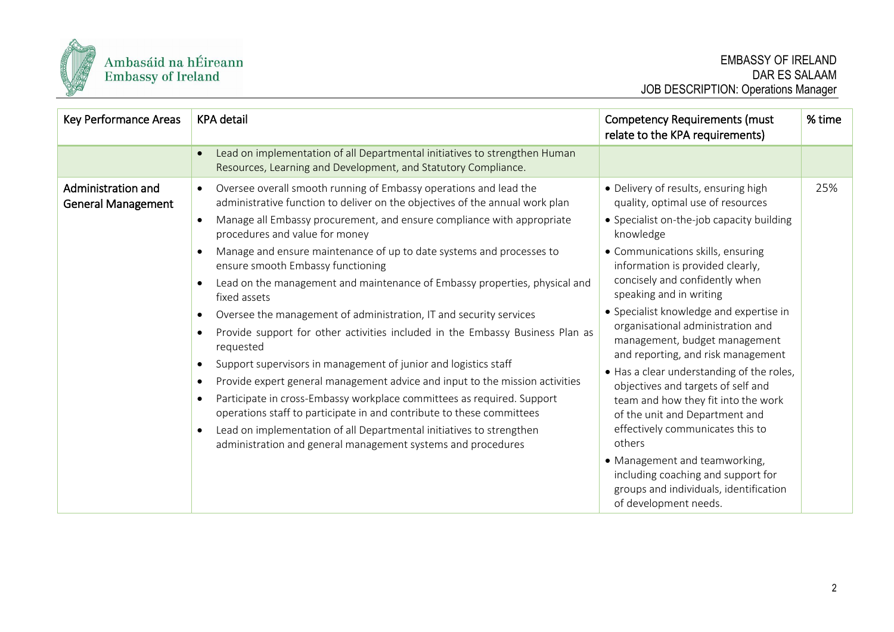| Key Performance Areas | KPA detail | Competency Requirements (must relate to the KPA requirements) | % time |
|---|---|---|---|
| | • Lead on implementation of all Departmental initiatives to strengthen Human Resources, Learning and Development, and Statutory Compliance. | | |
| **Administration and General Management** | • Oversee overall smooth running of Embassy operations and lead the administrative function to deliver on the objectives of the annual work plan<br>• Manage all Embassy procurement, and ensure compliance with appropriate procedures and value for money<br>• Manage and ensure maintenance of up to date systems and processes to ensure smooth Embassy functioning<br>• Lead on the management and maintenance of Embassy properties, physical and fixed assets<br>• Oversee the management of administration, IT and security services<br>• Provide support for other activities included in the Embassy Business Plan as requested<br>• Support supervisors in management of junior and logistics staff<br>• Provide expert general management advice and input to the mission activities<br>• Participate in cross-Embassy workplace committees as required. Support operations staff to participate in and contribute to these committees<br>• Lead on implementation of all Departmental initiatives to strengthen administration and general management systems and procedures | • Delivery of results, ensuring high quality, optimal use of resources<br>• Specialist on-the-job capacity building knowledge<br>• Communications skills, ensuring information is provided clearly, concisely and confidently when speaking and in writing<br>• Specialist knowledge and expertise in organisational administration and management, budget management and reporting, and risk management<br>• Has a clear understanding of the roles, objectives and targets of self and team and how they fit into the work of the unit and Department and effectively communicates this to others<br>• Management and teamworking, including coaching and support for groups and individuals, identification of development needs. | 25% |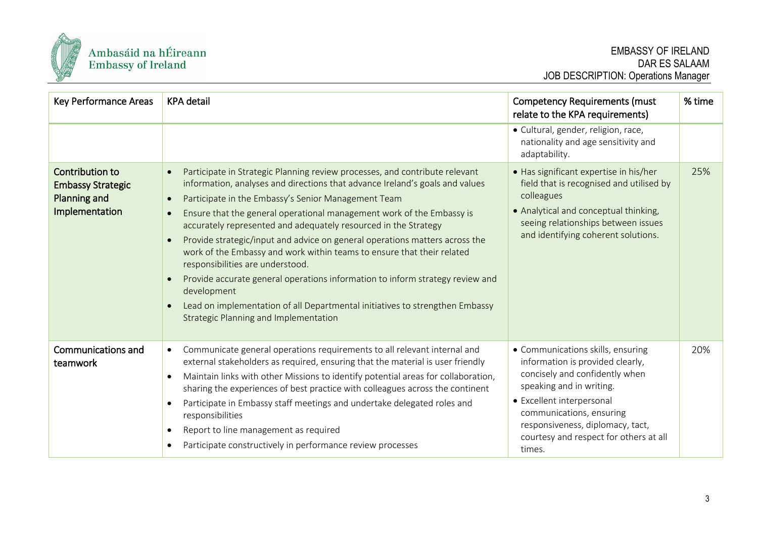| Key Performance Areas | KPA detail | Competency Requirements (must relate to the KPA requirements) | % time |
|---|---|---|---|
| | | • Cultural, gender, religion, race, nationality and age sensitivity and adaptability. | |
| **Contribution to Embassy Strategic Planning and Implementation** | • Participate in Strategic Planning review processes, and contribute relevant information, analyses and directions that advance Ireland's goals and values<br>• Participate in the Embassy's Senior Management Team<br>• Ensure that the general operational management work of the Embassy is accurately represented and adequately resourced in the Strategy<br>• Provide strategic/input and advice on general operations matters across the work of the Embassy and work within teams to ensure that their related responsibilities are understood.<br>• Provide accurate general operations information to inform strategy review and development<br>• Lead on implementation of all Departmental initiatives to strengthen Embassy Strategic Planning and Implementation | • Has significant expertise in his/her field that is recognised and utilised by colleagues<br>• Analytical and conceptual thinking, seeing relationships between issues and identifying coherent solutions. | 25% |
| **Communications and teamwork** | • Communicate general operations requirements to all relevant internal and external stakeholders as required, ensuring that the material is user friendly<br>• Maintain links with other Missions to identify potential areas for collaboration, sharing the experiences of best practice with colleagues across the continent<br>• Participate in Embassy staff meetings and undertake delegated roles and responsibilities<br>• Report to line management as required<br>• Participate constructively in performance review processes | • Communications skills, ensuring information is provided clearly, concisely and confidently when speaking and in writing.<br>• Excellent interpersonal communications, ensuring responsiveness, diplomacy, tact, courtesy and respect for others at all times. | 20% |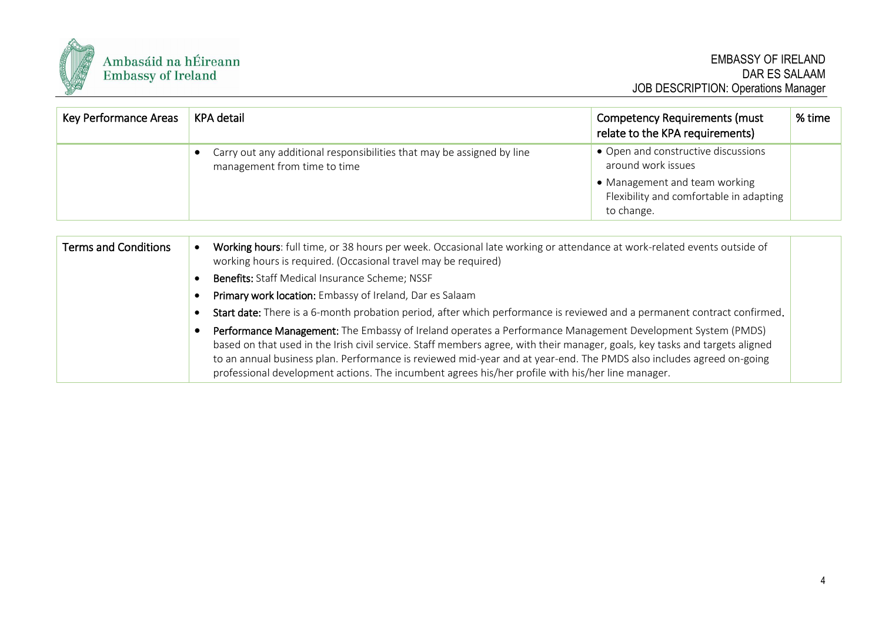| Key Performance Areas | KPA detail | Competency Requirements (must relate to the KPA requirements) | % time |
|---|---|---|---|
| | • Carry out any additional responsibilities that may be assigned by line management from time to time | • Open and constructive discussions around work issues<br>• Management and team working Flexibility and comfortable in adapting to change. | |

| | | |
|---|---|---|
| Terms and Conditions | • **Working hours**: full time, or 38 hours per week. Occasional late working or attendance at work-related events outside of working hours is required. (Occasional travel may be required)<br>• **Benefits:** Staff Medical Insurance Scheme; NSSF<br>• **Primary work location:** Embassy of Ireland, Dar es Salaam<br>• **Start date:** There is a 6-month probation period, after which performance is reviewed and a permanent contract confirmed.<br>• **Performance Management:** The Embassy of Ireland operates a Performance Management Development System (PMDS) based on that used in the Irish civil service. Staff members agree, with their manager, goals, key tasks and targets aligned to an annual business plan. Performance is reviewed mid-year and at year-end. The PMDS also includes agreed on-going professional development actions. The incumbent agrees his/her profile with his/her line manager. | |